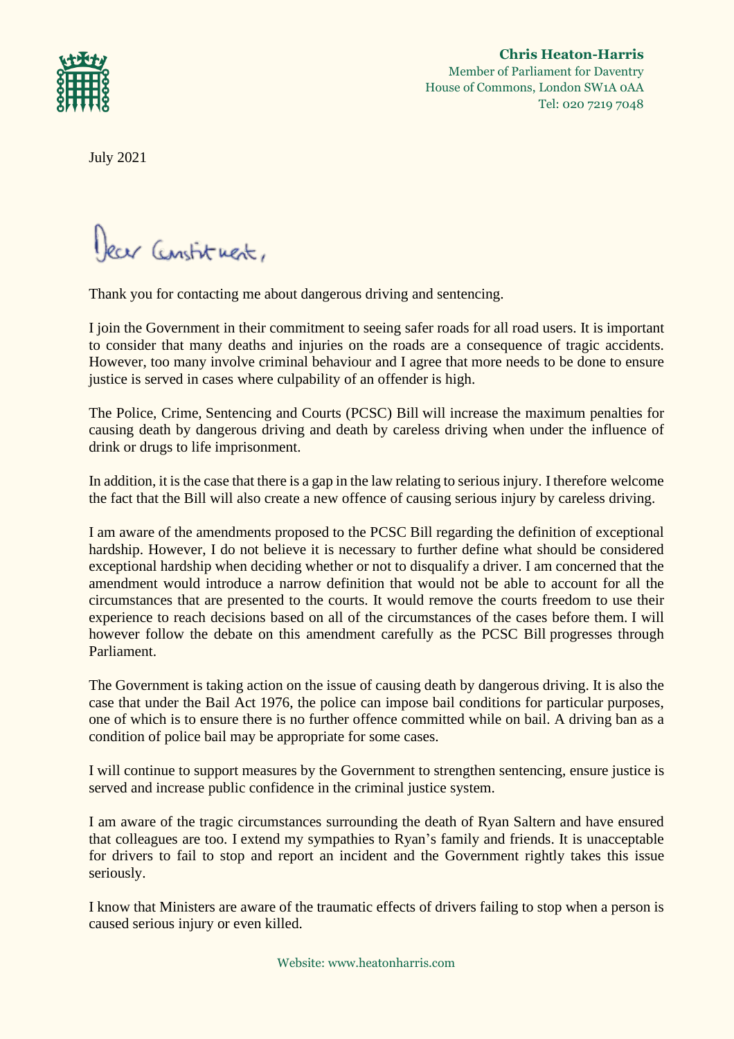**Chris Heaton-Harris**
Member of Parliament for Daventry
House of Commons, London SW1A 0AA
Tel: 020 7219 7048

July 2021

Dear Constituent,

Thank you for contacting me about dangerous driving and sentencing.

I join the Government in their commitment to seeing safer roads for all road users. It is important to consider that many deaths and injuries on the roads are a consequence of tragic accidents. However, too many involve criminal behaviour and I agree that more needs to be done to ensure justice is served in cases where culpability of an offender is high.

The Police, Crime, Sentencing and Courts (PCSC) Bill will increase the maximum penalties for causing death by dangerous driving and death by careless driving when under the influence of drink or drugs to life imprisonment.

In addition, it is the case that there is a gap in the law relating to serious injury. I therefore welcome the fact that the Bill will also create a new offence of causing serious injury by careless driving.

I am aware of the amendments proposed to the PCSC Bill regarding the definition of exceptional hardship. However, I do not believe it is necessary to further define what should be considered exceptional hardship when deciding whether or not to disqualify a driver. I am concerned that the amendment would introduce a narrow definition that would not be able to account for all the circumstances that are presented to the courts. It would remove the courts freedom to use their experience to reach decisions based on all of the circumstances of the cases before them. I will however follow the debate on this amendment carefully as the PCSC Bill progresses through Parliament.

The Government is taking action on the issue of causing death by dangerous driving. It is also the case that under the Bail Act 1976, the police can impose bail conditions for particular purposes, one of which is to ensure there is no further offence committed while on bail. A driving ban as a condition of police bail may be appropriate for some cases.

I will continue to support measures by the Government to strengthen sentencing, ensure justice is served and increase public confidence in the criminal justice system.

I am aware of the tragic circumstances surrounding the death of Ryan Saltern and have ensured that colleagues are too. I extend my sympathies to Ryan's family and friends. It is unacceptable for drivers to fail to stop and report an incident and the Government rightly takes this issue seriously.

I know that Ministers are aware of the traumatic effects of drivers failing to stop when a person is caused serious injury or even killed.

Website: www.heatonharris.com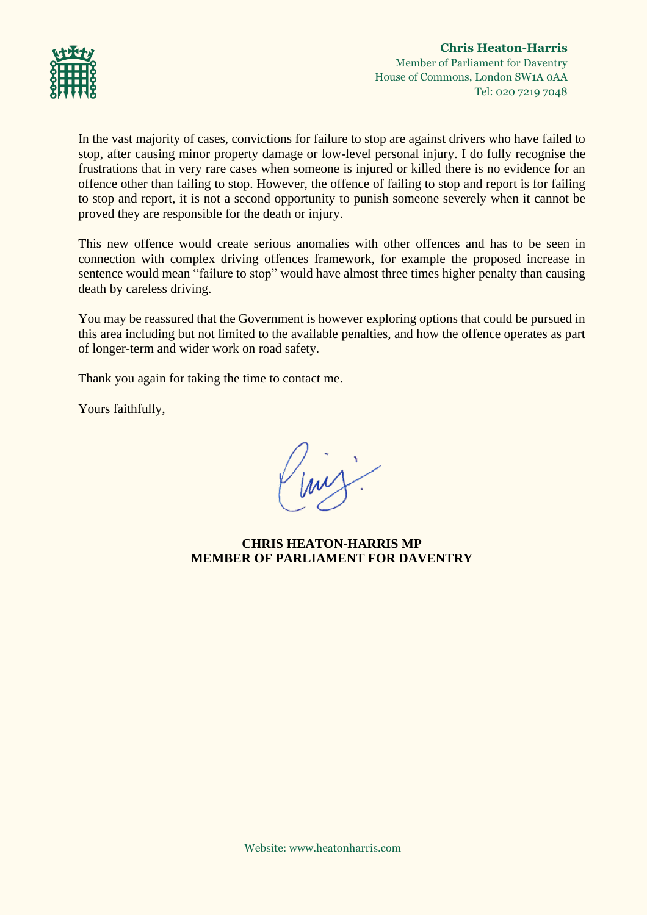**Chris Heaton-Harris**
Member of Parliament for Daventry
House of Commons, London SW1A 0AA
Tel: 020 7219 7048

In the vast majority of cases, convictions for failure to stop are against drivers who have failed to stop, after causing minor property damage or low-level personal injury. I do fully recognise the frustrations that in very rare cases when someone is injured or killed there is no evidence for an offence other than failing to stop. However, the offence of failing to stop and report is for failing to stop and report, it is not a second opportunity to punish someone severely when it cannot be proved they are responsible for the death or injury.

This new offence would create serious anomalies with other offences and has to be seen in connection with complex driving offences framework, for example the proposed increase in sentence would mean "failure to stop" would have almost three times higher penalty than causing death by careless driving.

You may be reassured that the Government is however exploring options that could be pursued in this area including but not limited to the available penalties, and how the offence operates as part of longer-term and wider work on road safety.

Thank you again for taking the time to contact me.

Yours faithfully,

**CHRIS HEATON-HARRIS MP**
**MEMBER OF PARLIAMENT FOR DAVENTRY**

Website: www.heatonharris.com